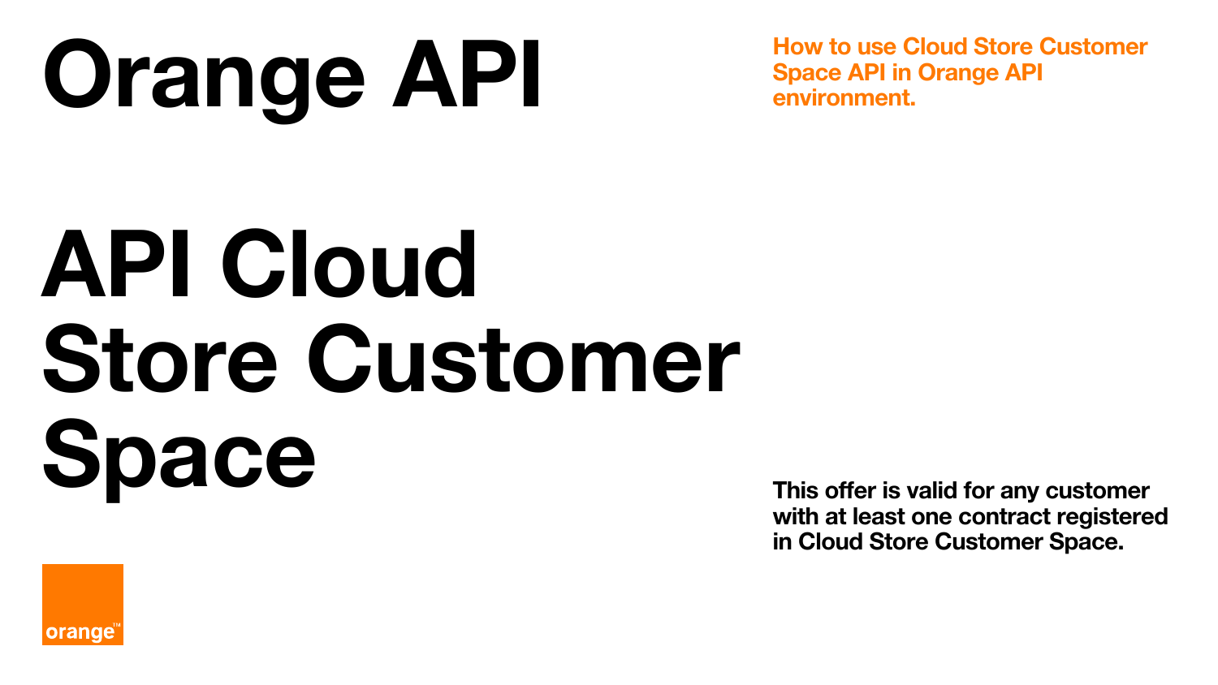# Orange API

**How to use Cloud Store Customer Space API in Orange API environment.**

# API Cloud Store Customer Space

**This offer is valid for any customer with at least one contract registered in Cloud Store Customer Space.**

orange™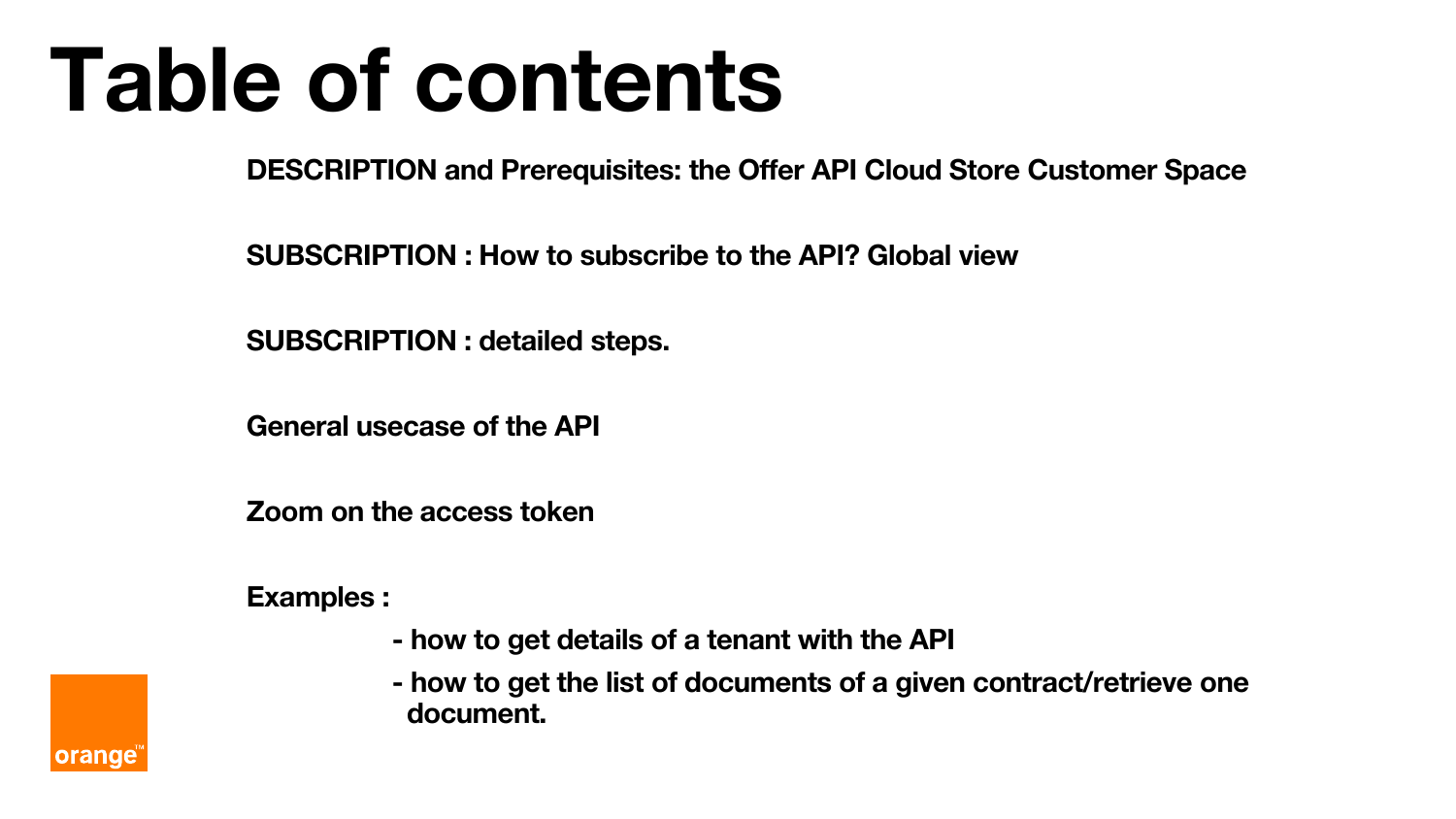# Table of contents

**DESCRIPTION and Prerequisites: the Offer API Cloud Store Customer Space**

**SUBSCRIPTION : How to subscribe to the API? Global view**

**SUBSCRIPTION : detailed steps.**

**General usecase of the API**

**Zoom on the access token**

**Examples :**

- **how to get details of a tenant with the API**
- **how to get the list of documents of a given contract/retrieve one document.**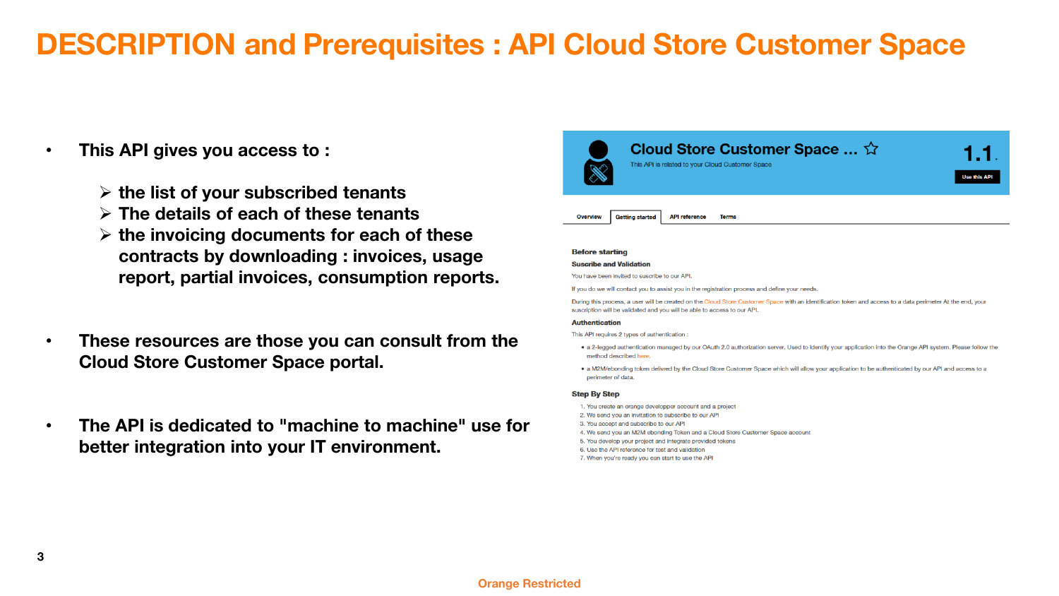# DESCRIPTION and Prerequisites : API Cloud Store Customer Space

- **This API gives you access to :**
  - **the list of your subscribed tenants**
  - **The details of each of these tenants**
  - **the invoicing documents for each of these contracts by downloading : invoices, usage report, partial invoices, consumption reports.**

- **These resources are those you can consult from the Cloud Store Customer Space portal.**

- **The API is dedicated to "machine to machine" use for better integration into your IT environment.**

**Cloud Store Customer Space ...** ☆

This API is related to your Cloud Customer Space

**1.1**

Use this API

Overview | Getting started | API reference | Terms

**Before starting**

**Suscribe and Validation**

You have been invited to suscribe to our API.

If you do we will contact you to assist you in the registration process and define your needs.

During this process, a user will be created on the Cloud Store Customer Space with an identification token and access to a data perimeter At the end, your suscription will be validated and you will be able to access to our API.

**Authentication**

This API requires 2 types of authentication :

- a 2-legged authentication managed by our OAuth 2.0 authorization server. Used to identify your application into the Orange API system. Please follow the method described here.
- a M2M/ebonding token delivred by the Cloud Store Customer Space which will allow your application to be authenticated by our API and access to a perimeter of data.

**Step By Step**

1. You create an orange developper account and a project
2. We send you an invitation to subscribe to our API
3. You accept and subscribe to our API
4. We send you an M2M ebonding Token and a Cloud Store Customer Space account
5. You develop your project and integrate provided tokens
6. Use the API reference for test and validation
7. When you're ready you can start to use the API

Orange Restricted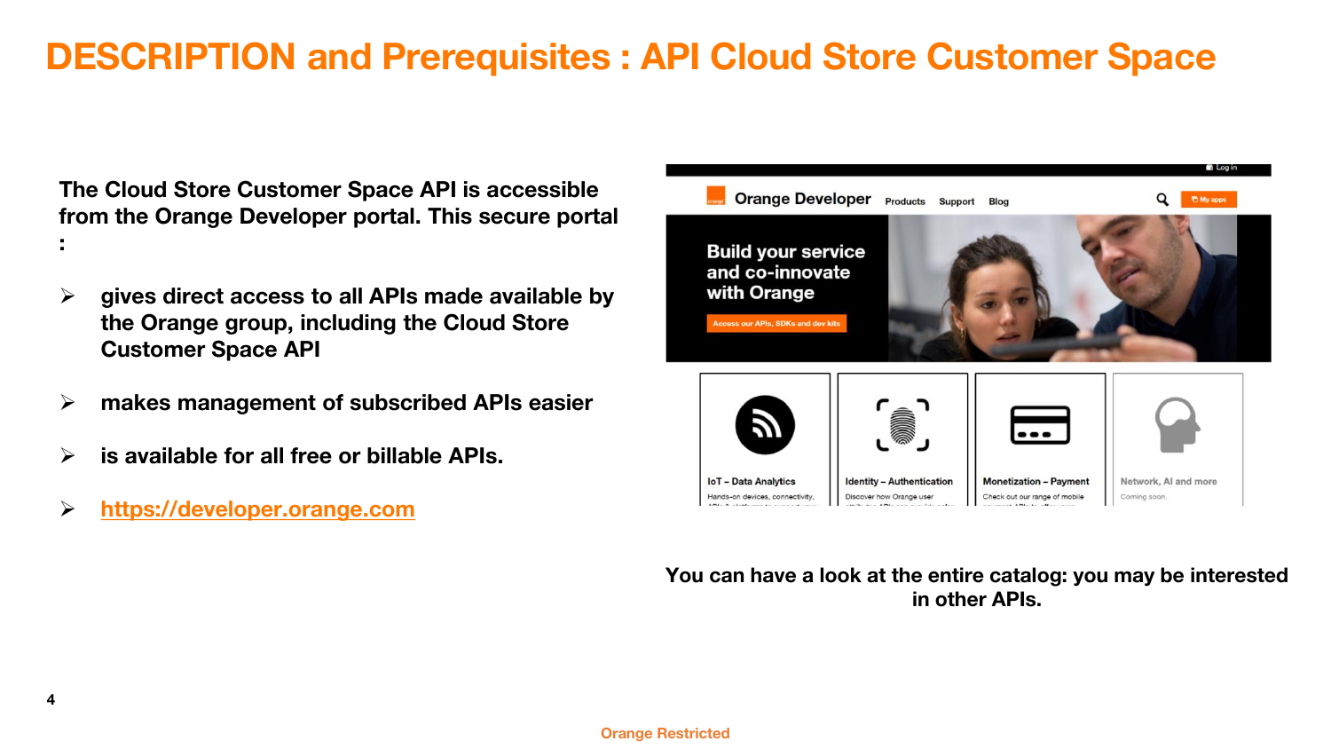# DESCRIPTION and Prerequisites : API Cloud Store Customer Space

**The Cloud Store Customer Space API is accessible from the Orange Developer portal. This secure portal :**

- **gives direct access to all APIs made available by the Orange group, including the Cloud Store Customer Space API**
- **makes management of subscribed APIs easier**
- **is available for all free or billable APIs.**
- **https://developer.orange.com**

**You can have a look at the entire catalog: you may be interested in other APIs.**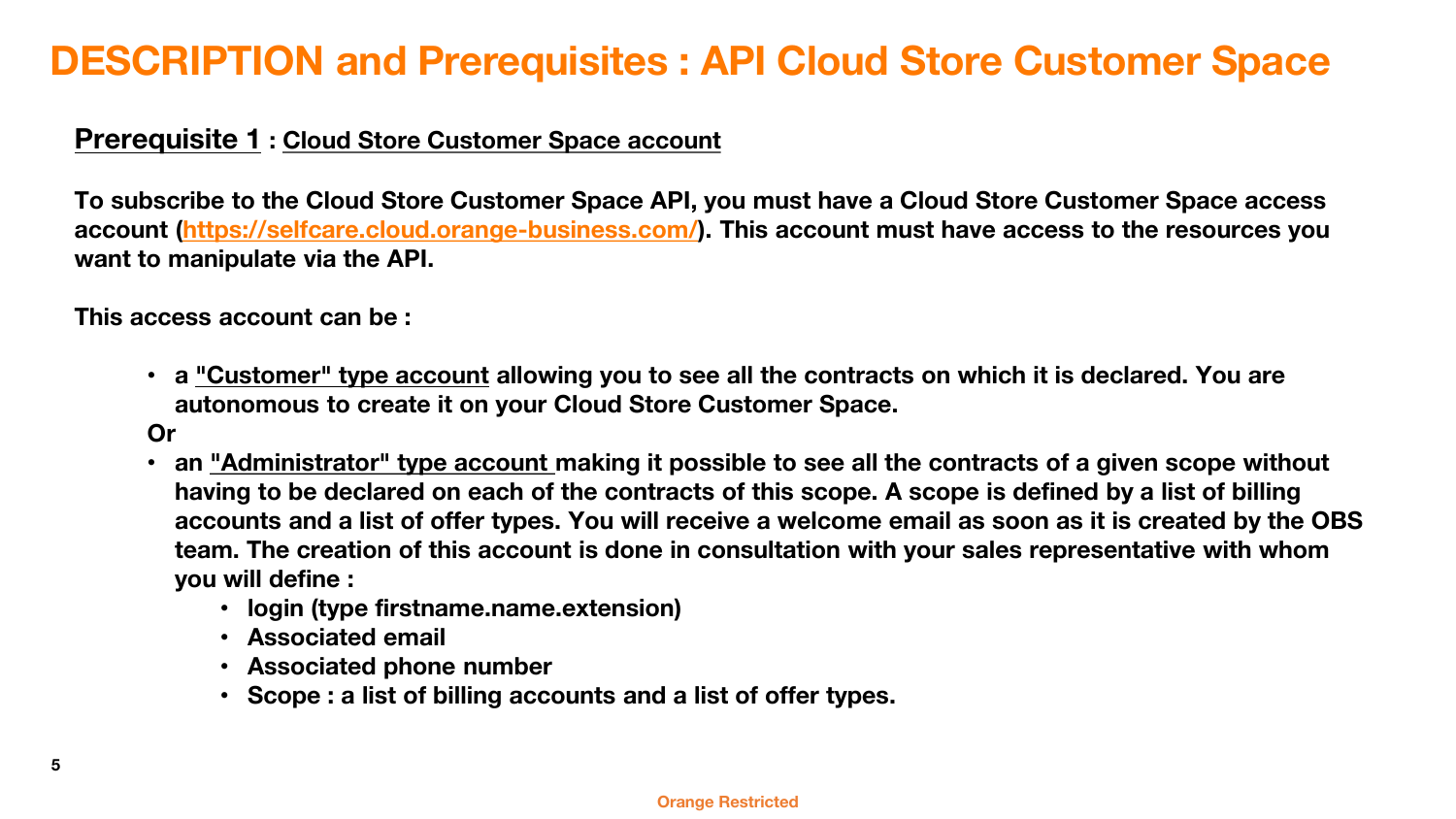# DESCRIPTION and Prerequisites : API Cloud Store Customer Space

**Prerequisite 1 : Cloud Store Customer Space account**

**To subscribe to the Cloud Store Customer Space API, you must have a Cloud Store Customer Space access account ([https://selfcare.cloud.orange-business.com/](https://selfcare.cloud.orange-business.com/)). This account must have access to the resources you want to manipulate via the API.**

**This access account can be :**

- **a "Customer" type account allowing you to see all the contracts on which it is declared. You are autonomous to create it on your Cloud Store Customer Space.**

**Or**

- **an "Administrator" type account making it possible to see all the contracts of a given scope without having to be declared on each of the contracts of this scope. A scope is defined by a list of billing accounts and a list of offer types. You will receive a welcome email as soon as it is created by the OBS team. The creation of this account is done in consultation with your sales representative with whom you will define :**
  - **login (type firstname.name.extension)**
  - **Associated email**
  - **Associated phone number**
  - **Scope : a list of billing accounts and a list of offer types.**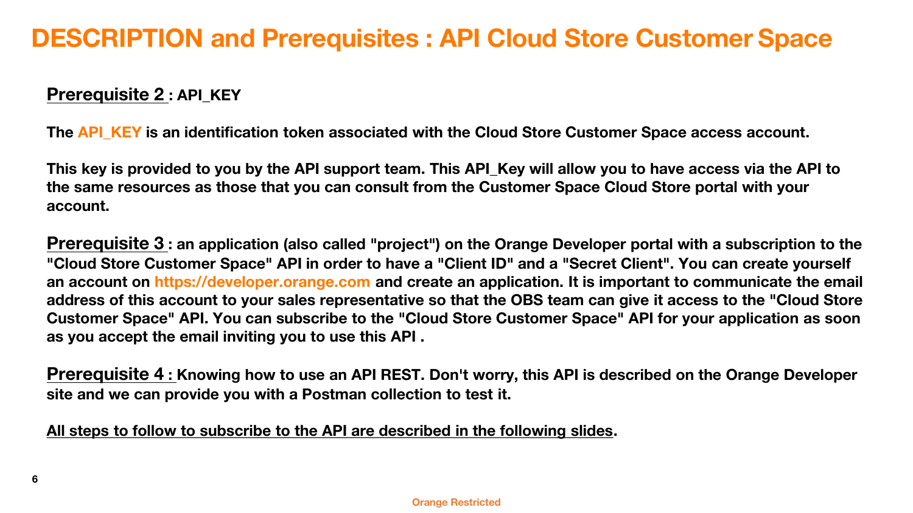# DESCRIPTION and Prerequisites : API Cloud Store Customer Space

**Prerequisite 2 : API_KEY**

**The API_KEY is an identification token associated with the Cloud Store Customer Space access account.**

**This key is provided to you by the API support team. This API_Key will allow you to have access via the API to the same resources as those that you can consult from the Customer Space Cloud Store portal with your account.**

**Prerequisite 3 : an application (also called "project") on the Orange Developer portal with a subscription to the "Cloud Store Customer Space" API in order to have a "Client ID" and a "Secret Client". You can create yourself an account on https://developer.orange.com and create an application. It is important to communicate the email address of this account to your sales representative so that the OBS team can give it access to the "Cloud Store Customer Space" API. You can subscribe to the "Cloud Store Customer Space" API for your application as soon as you accept the email inviting you to use this API .**

**Prerequisite 4 : Knowing how to use an API REST. Don't worry, this API is described on the Orange Developer site and we can provide you with a Postman collection to test it.**

**All steps to follow to subscribe to the API are described in the following slides.**

Orange Restricted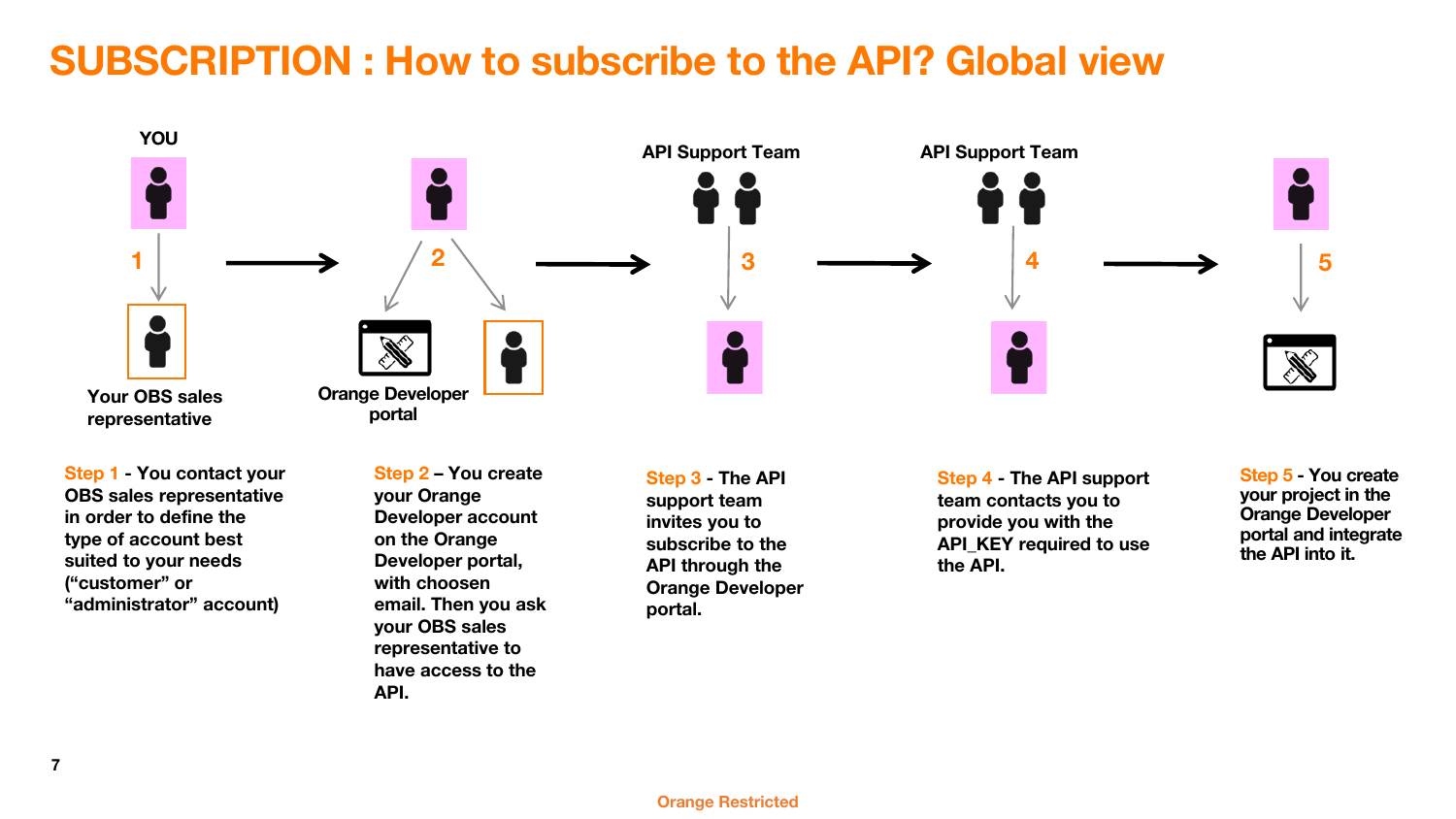# SUBSCRIPTION : How to subscribe to the API? Global view

YOU

1

Your OBS sales representative

2

Orange Developer portal

API Support Team

3

API Support Team

4

5

**Step 1** - You contact your OBS sales representative in order to define the type of account best suited to your needs (“customer” or “administrator” account)

**Step 2** – You create your Orange Developer account on the Orange Developer portal, with choosen email. Then you ask your OBS sales representative to have access to the API.

**Step 3** - The API support team invites you to subscribe to the API through the Orange Developer portal.

**Step 4** - The API support team contacts you to provide you with the API_KEY required to use the API.

**Step 5** - You create your project in the Orange Developer portal and integrate the API into it.

Orange Restricted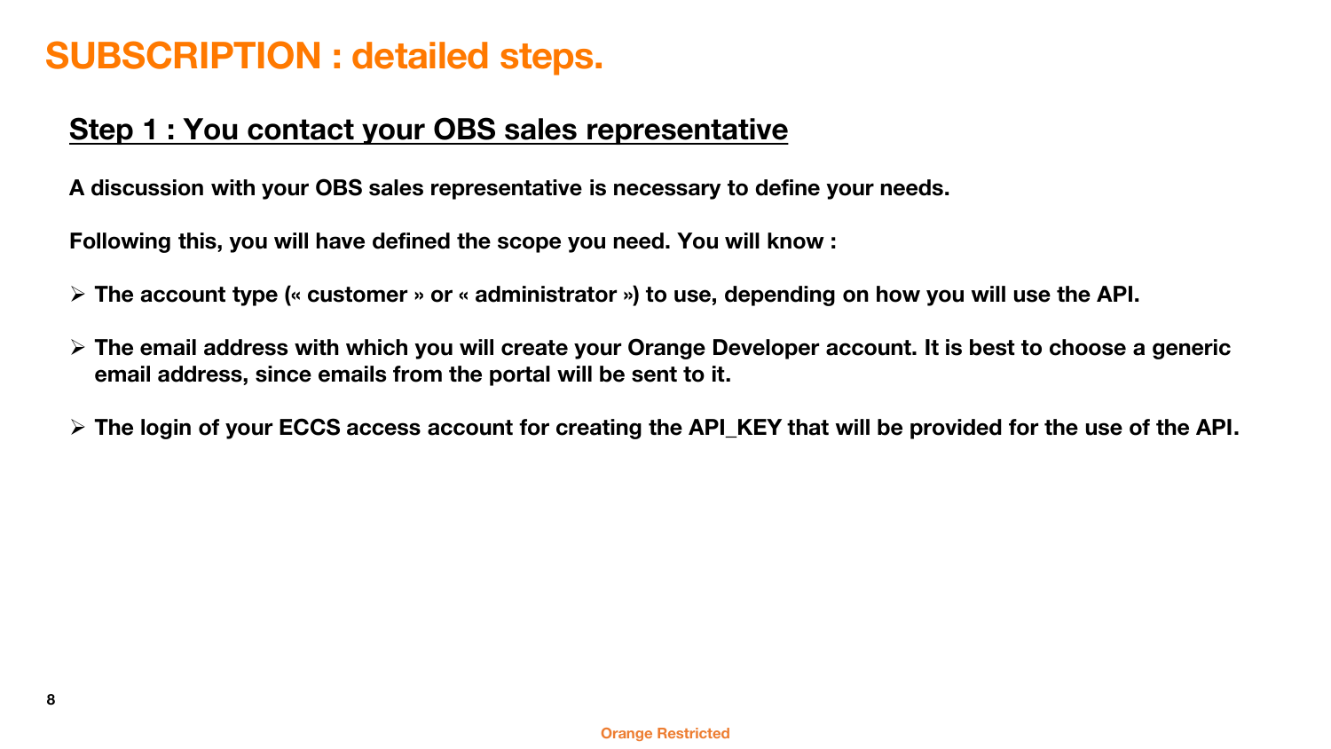# SUBSCRIPTION : detailed steps.

## Step 1 : You contact your OBS sales representative

**A discussion with your OBS sales representative is necessary to define your needs.**

**Following this, you will have defined the scope you need. You will know :**

- **The account type (« customer » or « administrator ») to use, depending on how you will use the API.**
- **The email address with which you will create your Orange Developer account. It is best to choose a generic email address, since emails from the portal will be sent to it.**
- **The login of your ECCS access account for creating the API_KEY that will be provided for the use of the API.**

Orange Restricted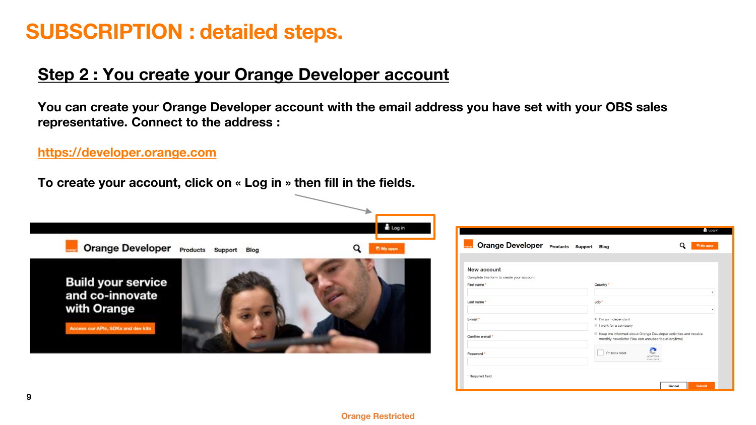# SUBSCRIPTION : detailed steps.

## Step 2 : You create your Orange Developer account

**You can create your Orange Developer account with the email address you have set with your OBS sales representative. Connect to the address :**

https://developer.orange.com

**To create your account, click on « Log in » then fill in the fields.**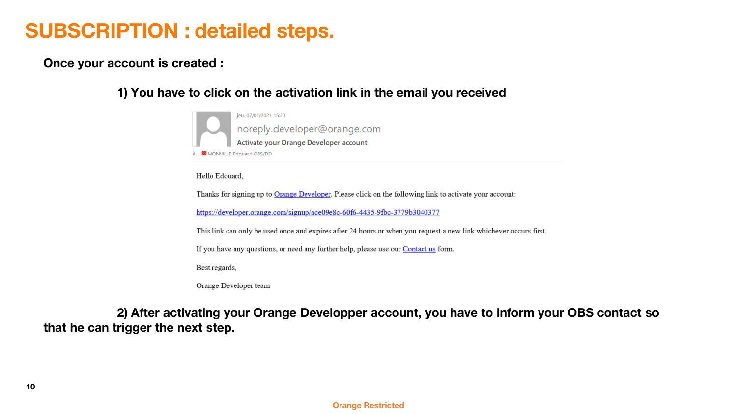# SUBSCRIPTION : detailed steps.

**Once your account is created :**

**1) You have to click on the activation link in the email you received**

jeu. 07/01/2021 15:20

noreply.developer@orange.com

Activate your Orange Developer account

À MONVILLE Edouard OBS/DD

Hello Edouard,

Thanks for signing up to Orange Developer. Please click on the following link to activate your account:

https://developer.orange.com/signup/ace09e8c-60f6-4435-9fbc-3779b3040377

This link can only be used once and expires after 24 hours or when you request a new link whichever occurs first.

If you have any questions, or need any further help, please use our Contact us form.

Best regards,

Orange Developer team

**2) After activating your Orange Developper account, you have to inform your OBS contact so that he can trigger the next step.**

Orange Restricted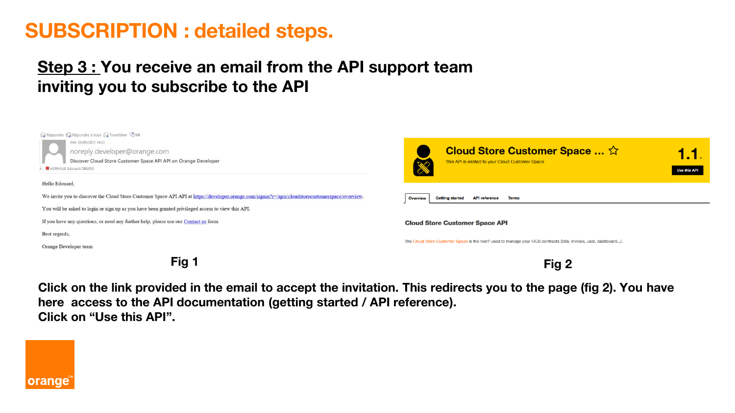# SUBSCRIPTION : detailed steps.

## Step 3 : You receive an email from the API support team inviting you to subscribe to the API

Répondre Répondre à tous Transférer MI

mer. 05/05/2021 14:23

noreply.developer@orange.com

Discover Cloud Store Customer Space API API on Orange Developer

À MONVILLE Edouard OBS/DD

Hello Edouard,

We invite you to discover the Cloud Store Customer Space API API at https://developer.orange.com/signin?r=/apis/cloudstorecustomerspace/overview.

You will be asked to login or sign up as you have been granted privileged access to view this API.

If you have any questions, or need any further help, please use our Contact us form.

Best regards,

Orange Developer team

**Fig 1**

Cloud Store Customer Space ... ☆

This API is related to your Cloud Customer Space

1.1

Use this API

Overview | Getting started | API reference | Terms

**Cloud Store Customer Space API**

The Cloud Store Customer Space is the tool? used to manage your OCB contracts (bills, invoice, user, dashboard...).

**Fig 2**

**Click on the link provided in the email to accept the invitation. This redirects you to the page (fig 2). You have here access to the API documentation (getting started / API reference).**
**Click on “Use this API”.**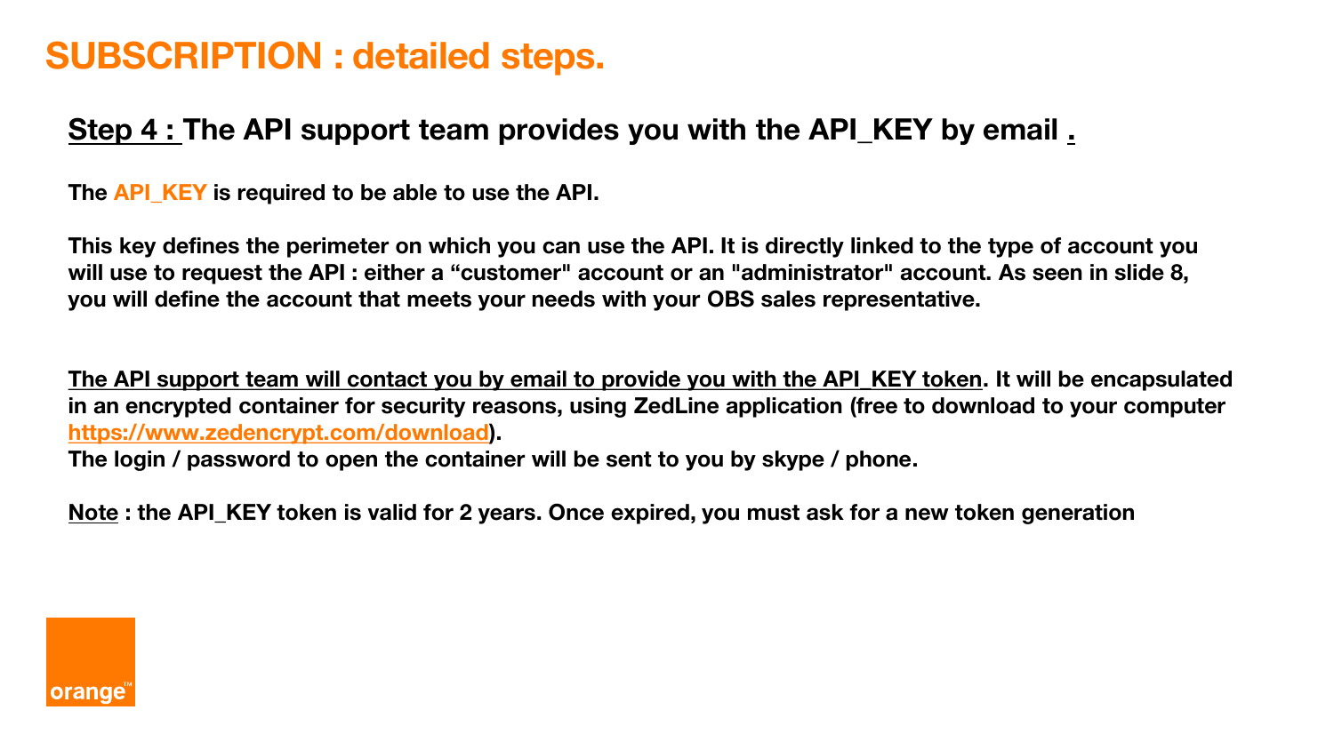# SUBSCRIPTION : detailed steps.

## Step 4 : The API support team provides you with the API_KEY by email .

**The API_KEY is required to be able to use the API.**

**This key defines the perimeter on which you can use the API. It is directly linked to the type of account you will use to request the API : either a “customer" account or an "administrator" account. As seen in slide 8, you will define the account that meets your needs with your OBS sales representative.**

**The API support team will contact you by email to provide you with the API_KEY token. It will be encapsulated in an encrypted container for security reasons, using ZedLine application (free to download to your computer https://www.zedencrypt.com/download).**
**The login / password to open the container will be sent to you by skype / phone.**

**Note : the API_KEY token is valid for 2 years. Once expired, you must ask for a new token generation**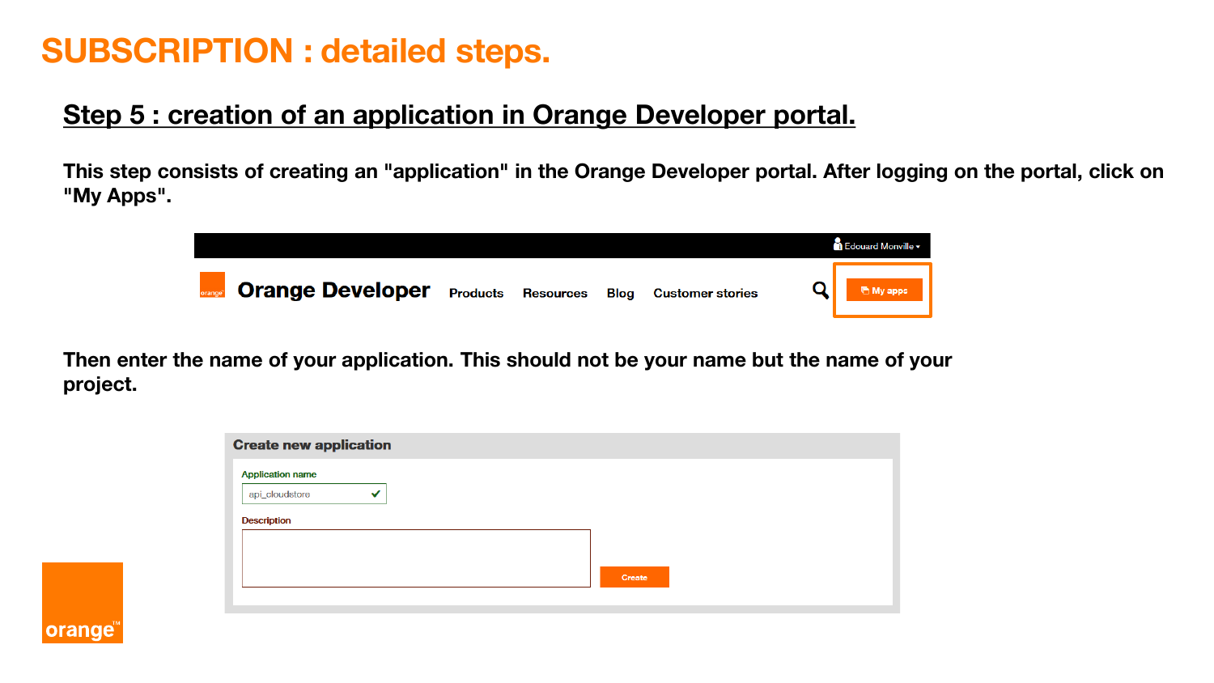# SUBSCRIPTION : detailed steps.

## Step 5 : creation of an application in Orange Developer portal.

**This step consists of creating an "application" in the Orange Developer portal. After logging on the portal, click on "My Apps".**

**Then enter the name of your application. This should not be your name but the name of your project.**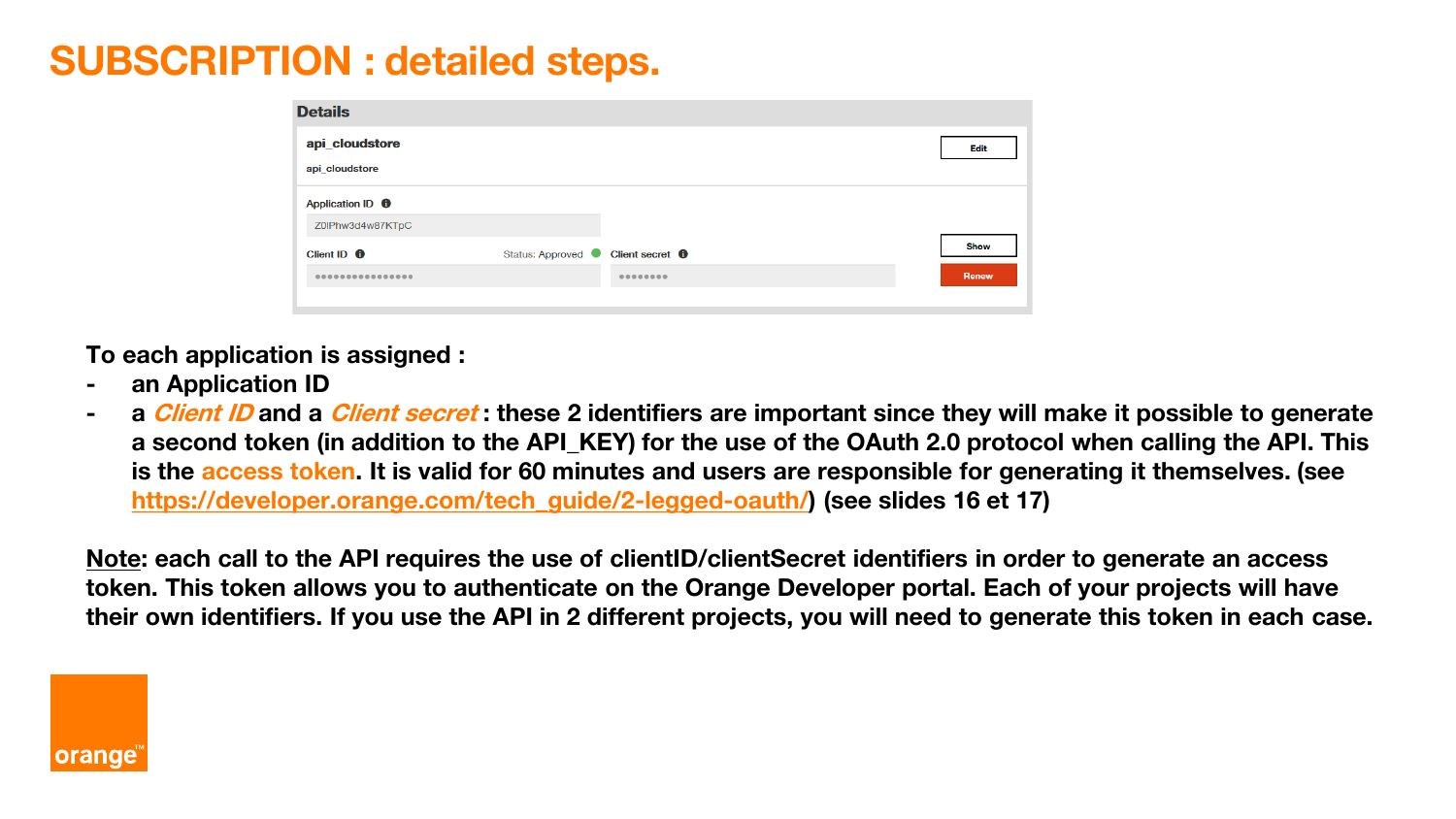# SUBSCRIPTION : detailed steps.

**Details**

**api_cloudstore**

api_cloudstore

Edit

Application ID

Z0IPhw3d4w87KTpC

Client ID — Status: Approved — Client secret

•••••••••••••••• — ••••••••

Show

Renew

**To each application is assigned :**

- **an Application ID**
- **a *Client ID* and a *Client secret* : these 2 identifiers are important since they will make it possible to generate a second token (in addition to the API_KEY) for the use of the OAuth 2.0 protocol when calling the API. This is the access token. It is valid for 60 minutes and users are responsible for generating it themselves. (see [https://developer.orange.com/tech_guide/2-legged-oauth/](https://developer.orange.com/tech_guide/2-legged-oauth/)) (see slides 16 et 17)**

**Note: each call to the API requires the use of clientID/clientSecret identifiers in order to generate an access token. This token allows you to authenticate on the Orange Developer portal. Each of your projects will have their own identifiers. If you use the API in 2 different projects, you will need to generate this token in each case.**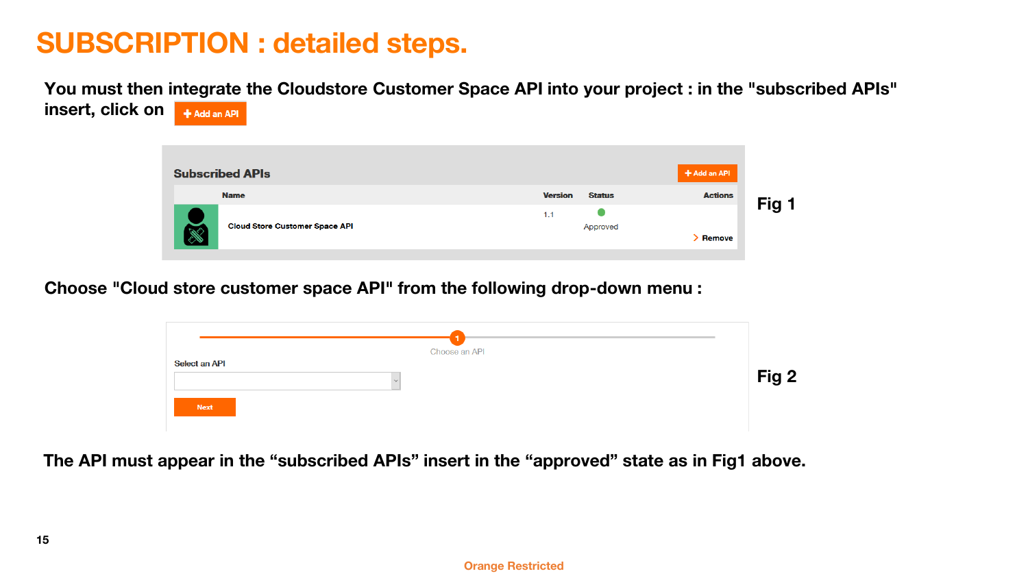# SUBSCRIPTION : detailed steps.

**You must then integrate the Cloudstore Customer Space API into your project : in the "subscribed APIs" insert, click on** **+ Add an API**

**Subscribed APIs** **+ Add an API**

| | Name | Version | Status | Actions |
|---|---|---|---|---|
| | Cloud Store Customer Space API | 1.1 | Approved | > Remove |

**Fig 1**

**Choose "Cloud store customer space API" from the following drop-down menu :**

1 Choose an API

Select an API

Next

**Fig 2**

**The API must appear in the "subscribed APIs" insert in the "approved" state as in Fig1 above.**

Orange Restricted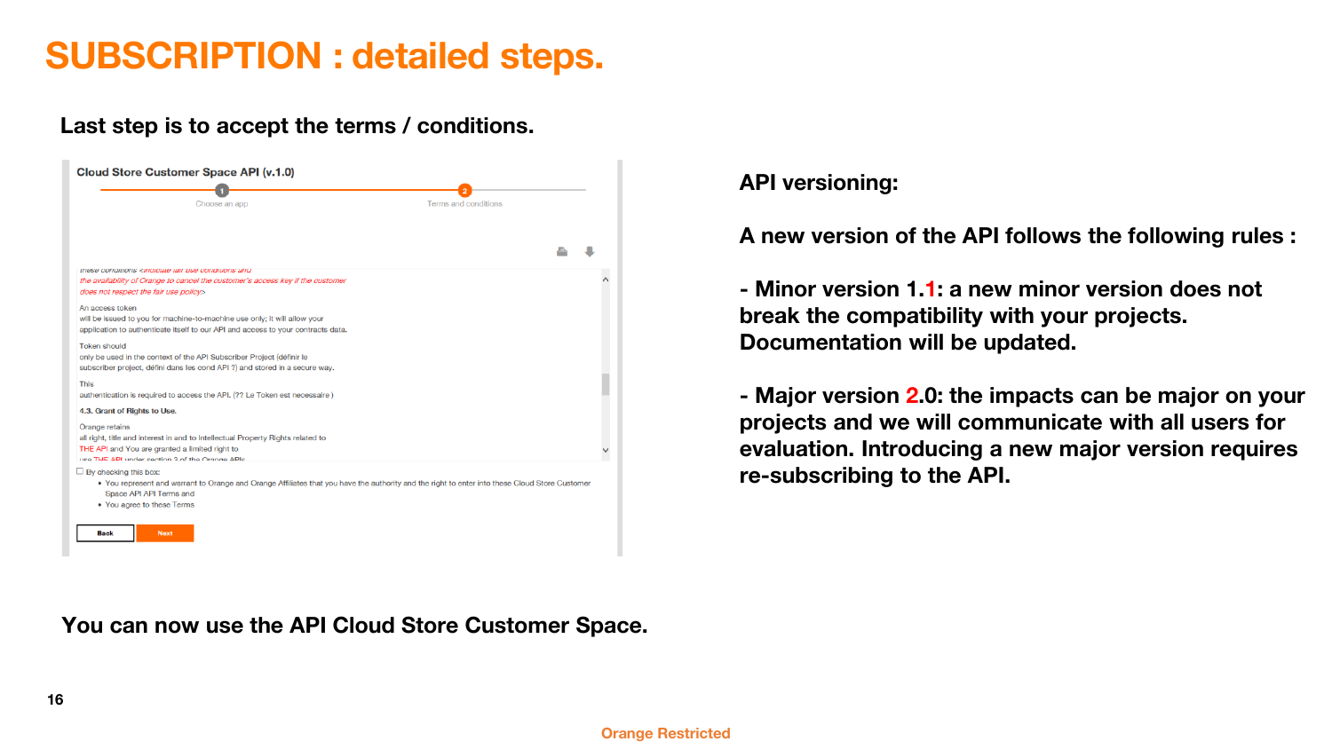# SUBSCRIPTION : detailed steps.

**Last step is to accept the terms / conditions.**

Cloud Store Customer Space API (v.1.0)

Choose an app — Terms and conditions

*these conditions <indicate fair use conditions and the availability of Orange to cancel the customer's access key if the customer does not respect the fair use policy>*

An access token will be issued to you for machine-to-machine use only; it will allow your application to authenticate itself to our API and access to your contracts data.

Token should only be used in the context of the API Subscriber Project (définir le subscriber project, défini dans les cond API ?) and stored in a secure way.

This authentication is required to access the API. (?? Le Token est necessaire )

4.3. Grant of Rights to Use.

Orange retains all right, title and interest in and to Intellectual Property Rights related to THE API and You are granted a limited right to use THE API under section 2 of the Orange APIs

☐ By checking this box:

- You represent and warrant to Orange and Orange Affiliates that you have the authority and the right to enter into these Cloud Store Customer Space API API Terms and
- You agree to these Terms

Back | Next

**You can now use the API Cloud Store Customer Space.**

**API versioning:**

**A new version of the API follows the following rules :**

**- Minor version 1.1: a new minor version does not break the compatibility with your projects. Documentation will be updated.**

**- Major version 2.0: the impacts can be major on your projects and we will communicate with all users for evaluation. Introducing a new major version requires re-subscribing to the API.**

Orange Restricted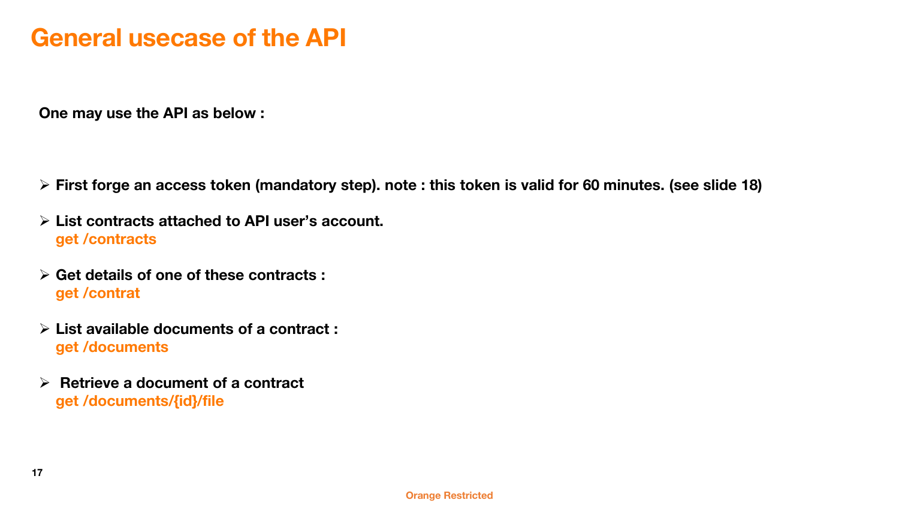# General usecase of the API

**One may use the API as below :**

- **First forge an access token (mandatory step). note : this token is valid for 60 minutes. (see slide 18)**
- **List contracts attached to API user's account.**
  **get /contracts**
- **Get details of one of these contracts :**
  **get /contrat**
- **List available documents of a contract :**
  **get /documents**
- **Retrieve a document of a contract**
  **get /documents/{id}/file**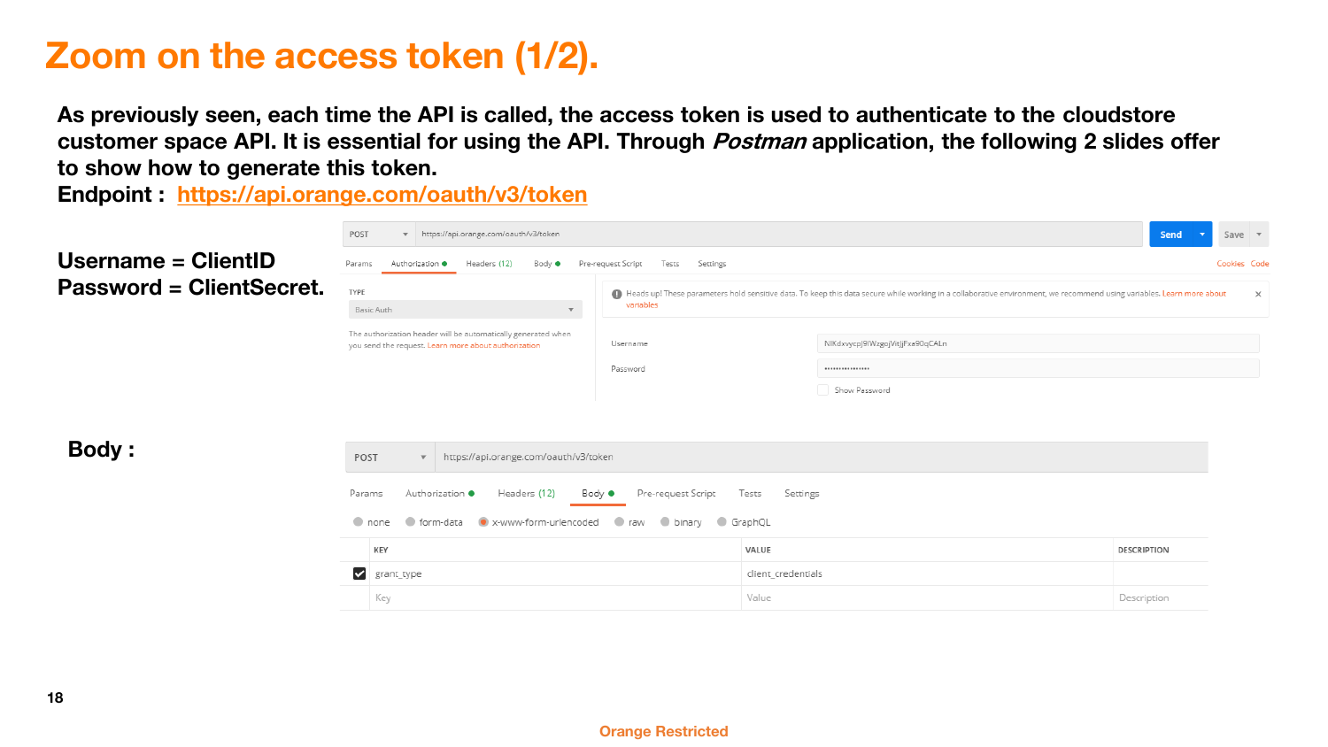# Zoom on the access token (1/2).

**As previously seen, each time the API is called, the access token is used to authenticate to the cloudstore customer space API. It is essential for using the API. Through *Postman* application, the following 2 slides offer to show how to generate this token.**

**Endpoint : https://api.orange.com/oauth/v3/token**

**Username = ClientID**
**Password = ClientSecret.**

POST https://api.orange.com/oauth/v3/token

Params | Authorization | Headers (12) | Body | Pre-request Script | Tests | Settings

TYPE: Basic Auth

The authorization header will be automatically generated when you send the request. Learn more about authorization

Heads up! These parameters hold sensitive data. To keep this data secure while working in a collaborative environment, we recommend using variables. Learn more about variables

Username: NlKdxvycpJ9IWzgojVitjjFxa90qCALn

Password: ••••••••••••••••

Show Password

**Body :**

POST https://api.orange.com/oauth/v3/token

Params | Authorization | Headers (12) | Body | Pre-request Script | Tests | Settings

none | form-data | x-www-form-urlencoded | raw | binary | GraphQL

| KEY | VALUE | DESCRIPTION |
| --- | --- | --- |
| grant_type | client_credentials | |
| Key | Value | Description |

Orange Restricted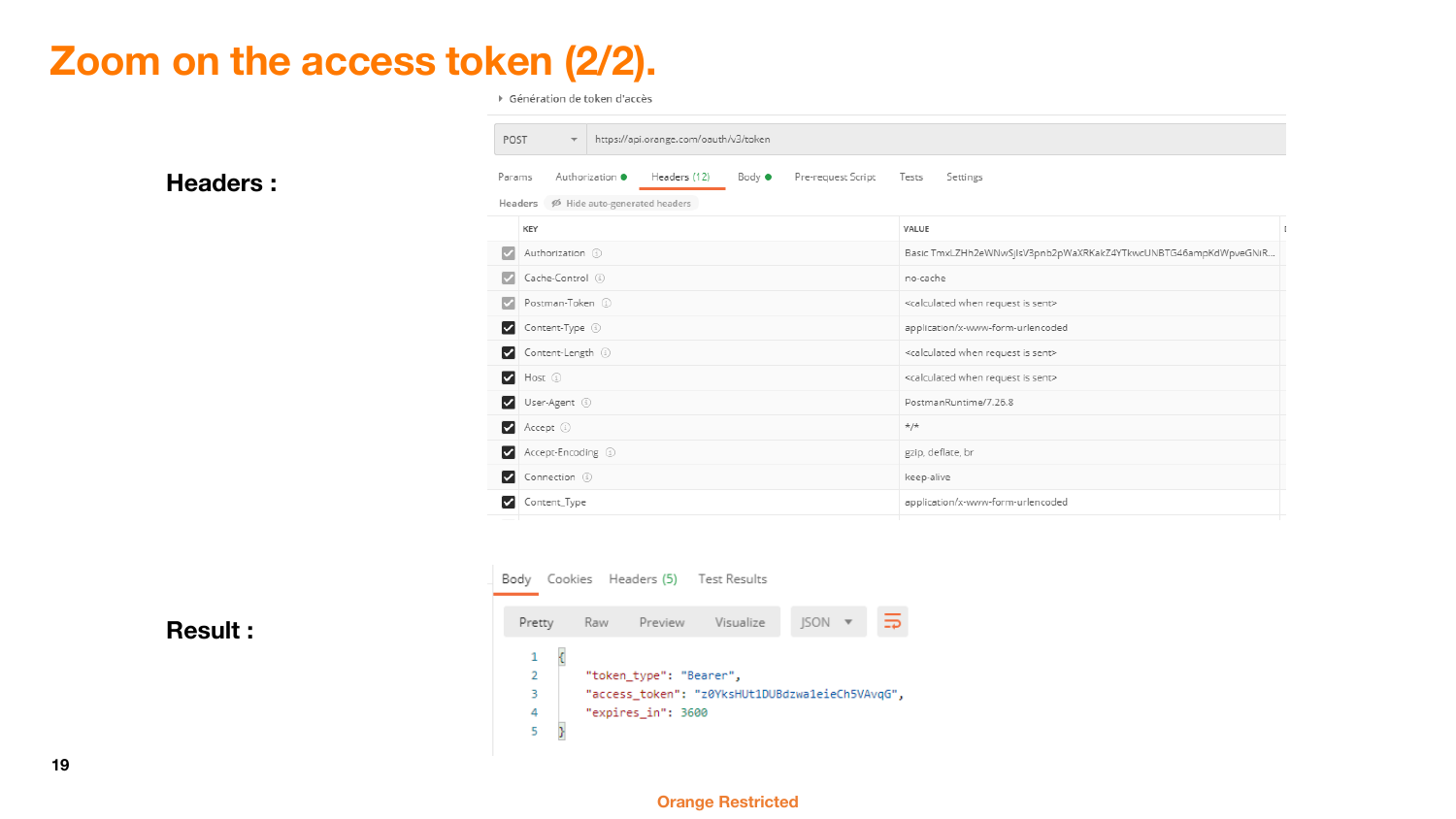# Zoom on the access token (2/2).

**Headers :**

▸ Génération de token d'accès

POST https://api.orange.com/oauth/v3/token

Params | Authorization ● | Headers (12) | Body ● | Pre-request Script | Tests | Settings

Headers — Hide auto-generated headers

| KEY | VALUE |
|---|---|
| Authorization | Basic TmxLZHh2eWNwSjlsV3pnb2pWaXRKakZ4YTkwcUNBTG46ampKdWpveGNiR... |
| Cache-Control | no-cache |
| Postman-Token | <calculated when request is sent> |
| Content-Type | application/x-www-form-urlencoded |
| Content-Length | <calculated when request is sent> |
| Host | <calculated when request is sent> |
| User-Agent | PostmanRuntime/7.26.8 |
| Accept | */* |
| Accept-Encoding | gzip, deflate, br |
| Connection | keep-alive |
| Content_Type | application/x-www-form-urlencoded |

**Result :**

Body | Cookies | Headers (5) | Test Results

Pretty | Raw | Preview | Visualize | JSON

```json
{
    "token_type": "Bearer",
    "access_token": "z0YksHUt1DUBdzwa1eieCh5VAvqG",
    "expires_in": 3600
}
```

Orange Restricted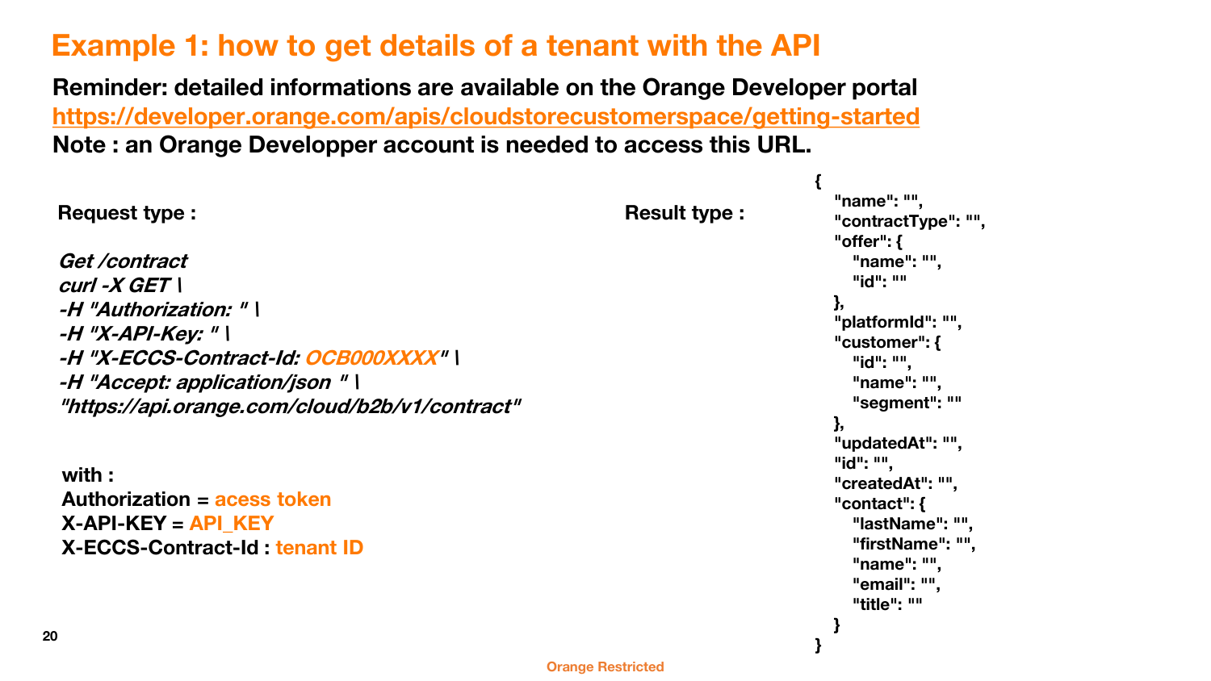# Example 1: how to get details of a tenant with the API

**Reminder: detailed informations are available on the Orange Developer portal**
**https://developer.orange.com/apis/cloudstorecustomerspace/getting-started**
**Note : an Orange Developper account is needed to access this URL.**

**Request type :**

```
Get /contract
curl -X GET \
-H "Authorization: " \
-H "X-API-Key: " \
-H "X-ECCS-Contract-Id: OCB000XXXX" \
-H "Accept: application/json " \
"https://api.orange.com/cloud/b2b/v1/contract"
```

**with :**
**Authorization = acess token**
**X-API-KEY = API_KEY**
**X-ECCS-Contract-Id : tenant ID**

**Result type :**

```
{
  "name": "",
  "contractType": "",
  "offer": {
    "name": "",
    "id": ""
  },
  "platformId": "",
  "customer": {
    "id": "",
    "name": "",
    "segment": ""
  },
  "updatedAt": "",
  "id": "",
  "createdAt": "",
  "contact": {
    "lastName": "",
    "firstName": "",
    "name": "",
    "email": "",
    "title": ""
  }
}
```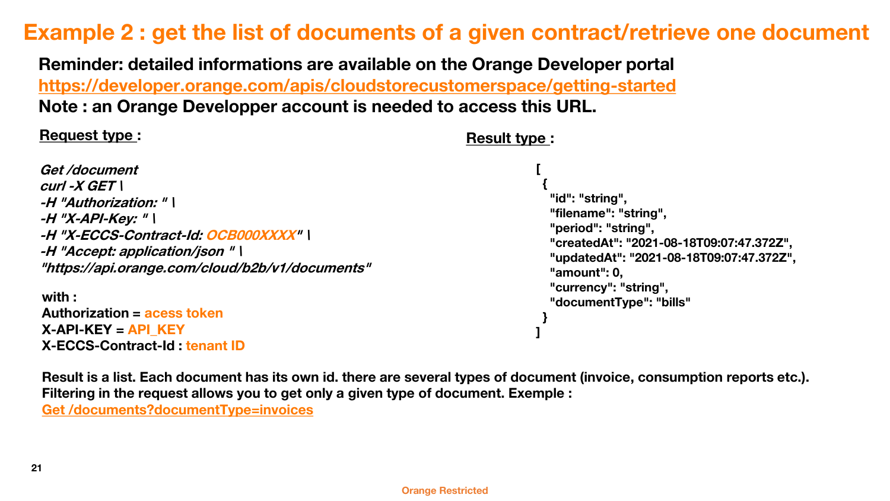# Example 2 : get the list of documents of a given contract/retrieve one document

**Reminder: detailed informations are available on the Orange Developer portal**
**https://developer.orange.com/apis/cloudstorecustomerspace/getting-started**
**Note : an Orange Developper account is needed to access this URL.**

**Request type :**

```
Get /document
curl -X GET \
-H "Authorization: " \
-H "X-API-Key: " \
-H "X-ECCS-Contract-Id: OCB000XXXX" \
-H "Accept: application/json " \
"https://api.orange.com/cloud/b2b/v1/documents"
```

**with :**
**Authorization = acess token**
**X-API-KEY = API_KEY**
**X-ECCS-Contract-Id : tenant ID**

**Result type :**

```
[
  {
    "id": "string",
    "filename": "string",
    "period": "string",
    "createdAt": "2021-08-18T09:07:47.372Z",
    "updatedAt": "2021-08-18T09:07:47.372Z",
    "amount": 0,
    "currency": "string",
    "documentType": "bills"
  }
]
```

**Result is a list. Each document has its own id. there are several types of document (invoice, consumption reports etc.). Filtering in the request allows you to get only a given type of document. Exemple :**
**Get /documents?documentType=invoices**

Orange Restricted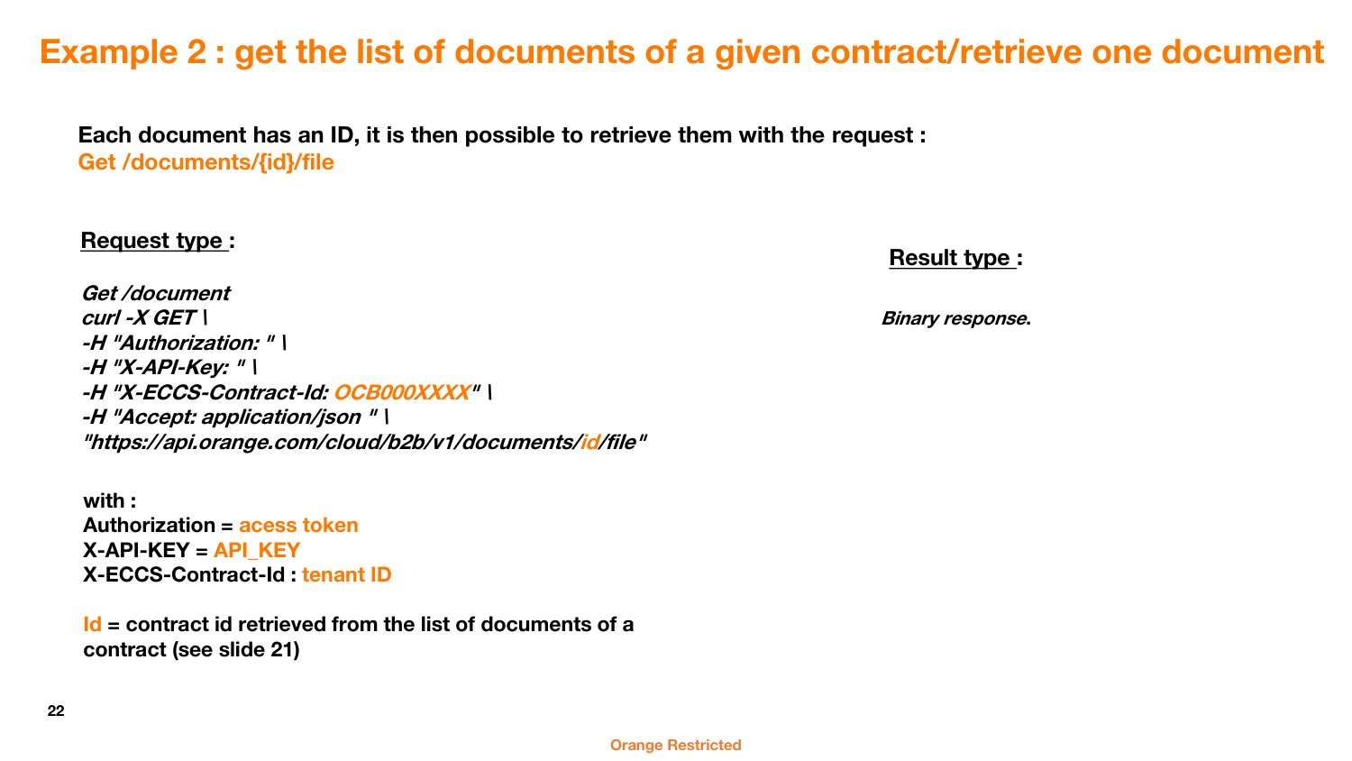# Example 2 : get the list of documents of a given contract/retrieve one document

**Each document has an ID, it is then possible to retrieve them with the request :**
**Get /documents/{id}/file**

**Request type :**

```
Get /document
curl -X GET \
-H "Authorization: " \
-H "X-API-Key: " \
-H "X-ECCS-Contract-Id: OCB000XXXX" \
-H "Accept: application/json " \
"https://api.orange.com/cloud/b2b/v1/documents/id/file"
```

**with :**
**Authorization = acess token**
**X-API-KEY = API_KEY**
**X-ECCS-Contract-Id : tenant ID**

**Id = contract id retrieved from the list of documents of a contract (see slide 21)**

**Result type :**

***Binary response*.**

Orange Restricted